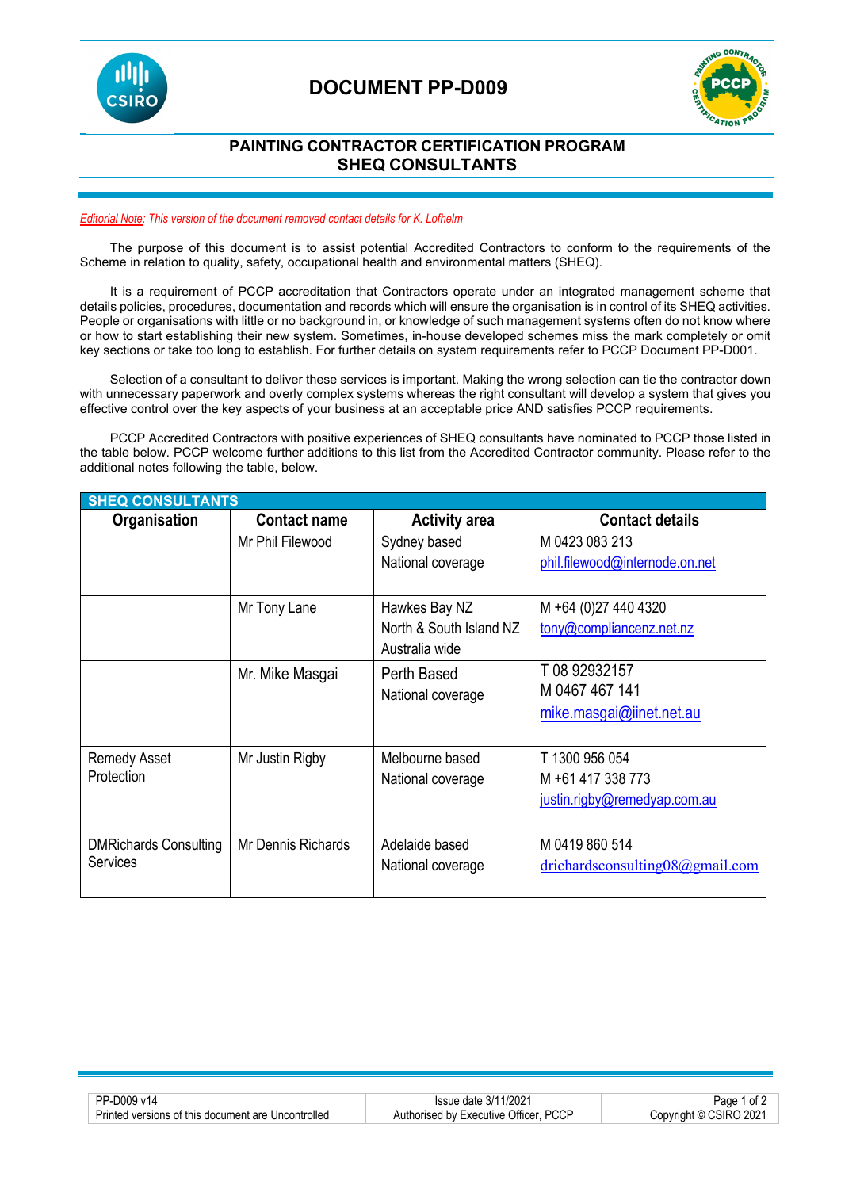# DOCUMENT PP-D009

## PAINTING CONTRACTOR CERTIFICATION PROGRAM
## SHEQ CONSULTANTS

*Editorial Note: This version of the document removed contact details for K. Lofhelm*

The purpose of this document is to assist potential Accredited Contractors to conform to the requirements of the Scheme in relation to quality, safety, occupational health and environmental matters (SHEQ).

It is a requirement of PCCP accreditation that Contractors operate under an integrated management scheme that details policies, procedures, documentation and records which will ensure the organisation is in control of its SHEQ activities. People or organisations with little or no background in, or knowledge of such management systems often do not know where or how to start establishing their new system. Sometimes, in-house developed schemes miss the mark completely or omit key sections or take too long to establish. For further details on system requirements refer to PCCP Document PP-D001.

Selection of a consultant to deliver these services is important. Making the wrong selection can tie the contractor down with unnecessary paperwork and overly complex systems whereas the right consultant will develop a system that gives you effective control over the key aspects of your business at an acceptable price AND satisfies PCCP requirements.

PCCP Accredited Contractors with positive experiences of SHEQ consultants have nominated to PCCP those listed in the table below. PCCP welcome further additions to this list from the Accredited Contractor community. Please refer to the additional notes following the table, below.

| **SHEQ CONSULTANTS** | | | |
|---|---|---|---|
| **Organisation** | **Contact name** | **Activity area** | **Contact details** |
| | Mr Phil Filewood | Sydney based<br>National coverage | M 0423 083 213<br>phil.filewood@internode.on.net |
| | Mr Tony Lane | Hawkes Bay NZ<br>North & South Island NZ<br>Australia wide | M +64 (0)27 440 4320<br>tony@compliancenz.net.nz |
| | Mr. Mike Masgai | Perth Based<br>National coverage | T 08 92932157<br>M 0467 467 141<br>mike.masgai@iinet.net.au |
| Remedy Asset Protection | Mr Justin Rigby | Melbourne based<br>National coverage | T 1300 956 054<br>M +61 417 338 773<br>justin.rigby@remedyap.com.au |
| DMRichards Consulting Services | Mr Dennis Richards | Adelaide based<br>National coverage | M 0419 860 514<br>drichardsconsulting08@gmail.com |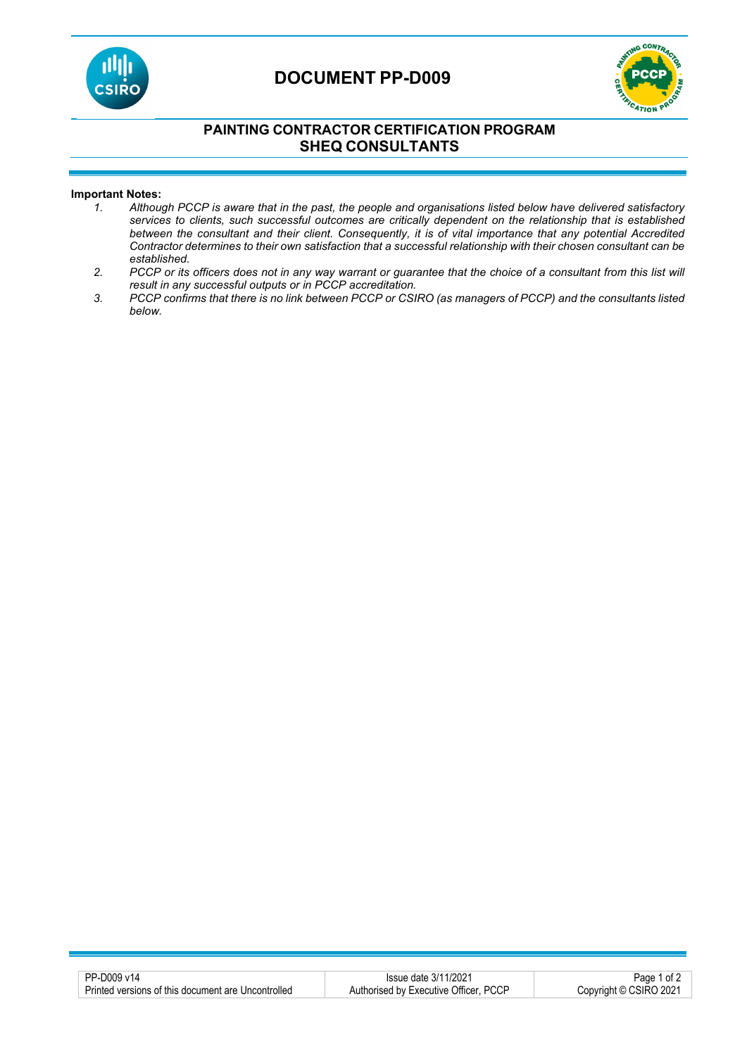# DOCUMENT PP-D009

## PAINTING CONTRACTOR CERTIFICATION PROGRAM
## SHEQ CONSULTANTS

**Important Notes:**

1. *Although PCCP is aware that in the past, the people and organisations listed below have delivered satisfactory services to clients, such successful outcomes are critically dependent on the relationship that is established between the consultant and their client. Consequently, it is of vital importance that any potential Accredited Contractor determines to their own satisfaction that a successful relationship with their chosen consultant can be established.*
2. *PCCP or its officers does not in any way warrant or guarantee that the choice of a consultant from this list will result in any successful outputs or in PCCP accreditation.*
3. *PCCP confirms that there is no link between PCCP or CSIRO (as managers of PCCP) and the consultants listed below.*